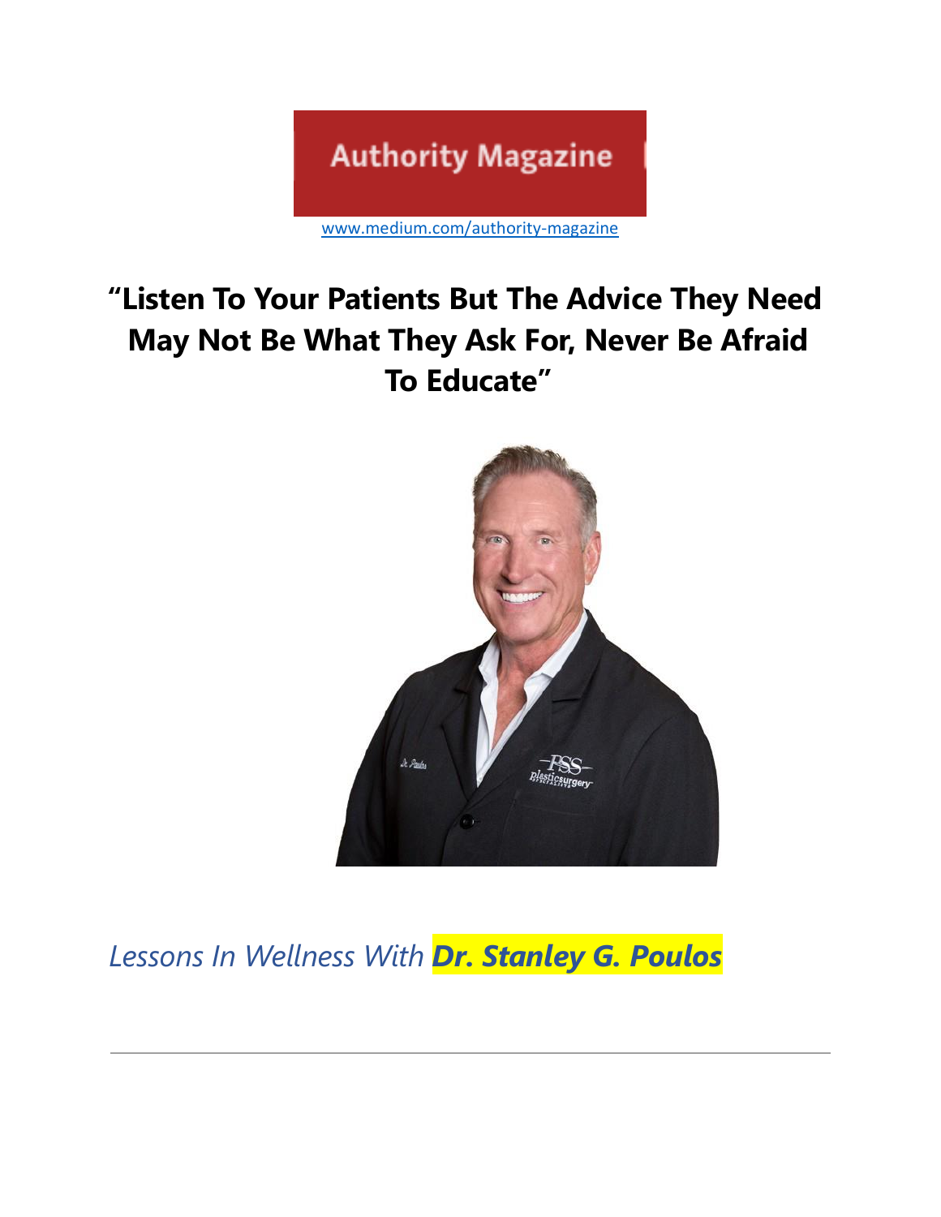Authority Magazine

www.medium.com/authority-magazine

# "Listen To Your Patients But The Advice They Need May Not Be What They Ask For, Never Be Afraid To Educate"

*Lessons In Wellness With* ***Dr. Stanley G. Poulos***

---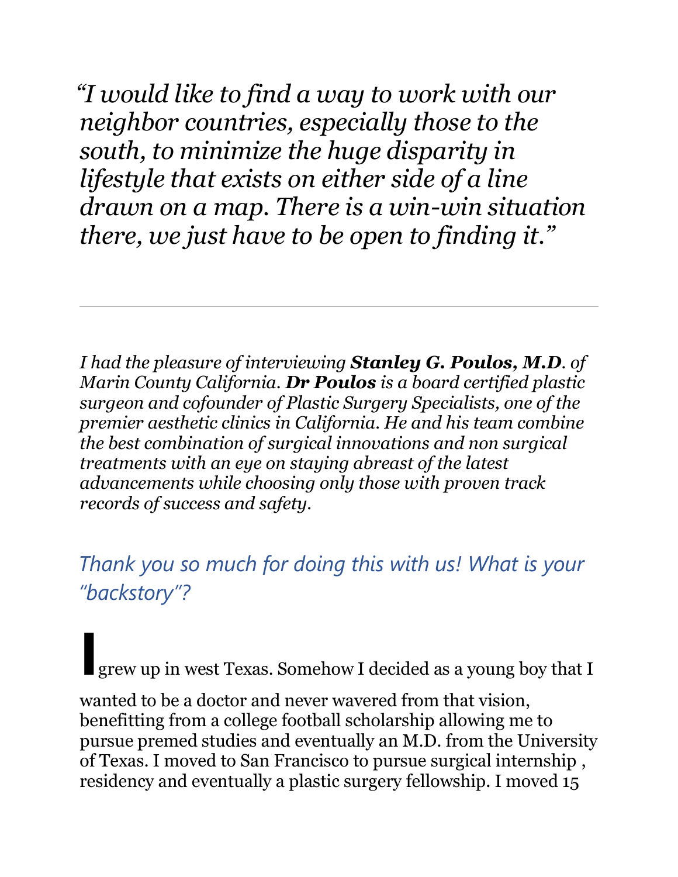*"I would like to find a way to work with our neighbor countries, especially those to the south, to minimize the huge disparity in lifestyle that exists on either side of a line drawn on a map. There is a win-win situation there, we just have to be open to finding it."*

---

*I had the pleasure of interviewing **Stanley G. Poulos, M.D**. of Marin County California. **Dr Poulos** is a board certified plastic surgeon and cofounder of Plastic Surgery Specialists, one of the premier aesthetic clinics in California. He and his team combine the best combination of surgical innovations and non surgical treatments with an eye on staying abreast of the latest advancements while choosing only those with proven track records of success and safety.*

## *Thank you so much for doing this with us! What is your "backstory"?*

I grew up in west Texas. Somehow I decided as a young boy that I wanted to be a doctor and never wavered from that vision, benefitting from a college football scholarship allowing me to pursue premed studies and eventually an M.D. from the University of Texas. I moved to San Francisco to pursue surgical internship , residency and eventually a plastic surgery fellowship. I moved 15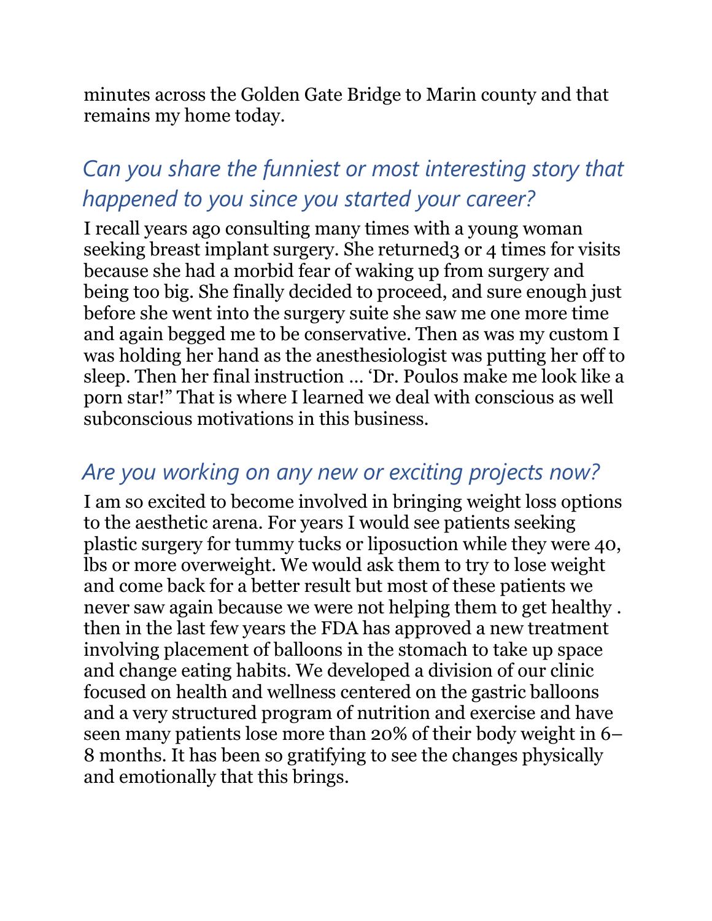minutes across the Golden Gate Bridge to Marin county and that remains my home today.

## *Can you share the funniest or most interesting story that happened to you since you started your career?*

I recall years ago consulting many times with a young woman seeking breast implant surgery. She returned3 or 4 times for visits because she had a morbid fear of waking up from surgery and being too big. She finally decided to proceed, and sure enough just before she went into the surgery suite she saw me one more time and again begged me to be conservative. Then as was my custom I was holding her hand as the anesthesiologist was putting her off to sleep. Then her final instruction … 'Dr. Poulos make me look like a porn star!" That is where I learned we deal with conscious as well subconscious motivations in this business.

## *Are you working on any new or exciting projects now?*

I am so excited to become involved in bringing weight loss options to the aesthetic arena. For years I would see patients seeking plastic surgery for tummy tucks or liposuction while they were 40, lbs or more overweight. We would ask them to try to lose weight and come back for a better result but most of these patients we never saw again because we were not helping them to get healthy . then in the last few years the FDA has approved a new treatment involving placement of balloons in the stomach to take up space and change eating habits. We developed a division of our clinic focused on health and wellness centered on the gastric balloons and a very structured program of nutrition and exercise and have seen many patients lose more than 20% of their body weight in 6–8 months. It has been so gratifying to see the changes physically and emotionally that this brings.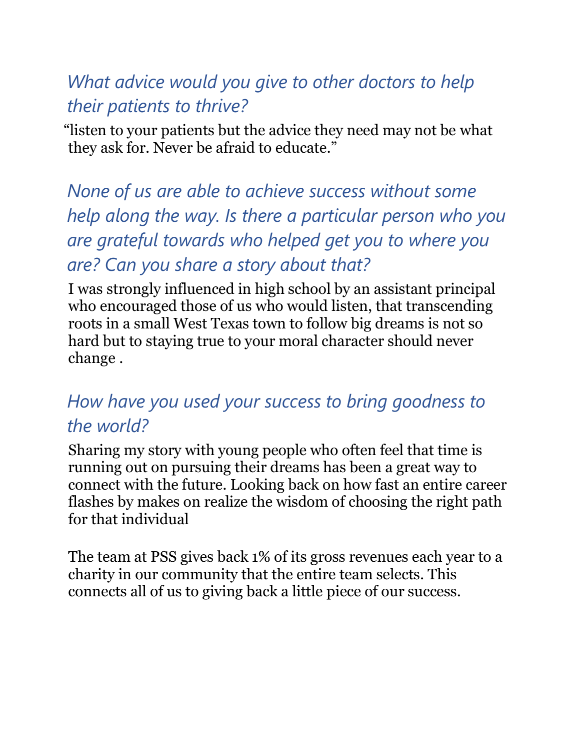## *What advice would you give to other doctors to help their patients to thrive?*

"listen to your patients but the advice they need may not be what they ask for. Never be afraid to educate."

## *None of us are able to achieve success without some help along the way. Is there a particular person who you are grateful towards who helped get you to where you are? Can you share a story about that?*

I was strongly influenced in high school by an assistant principal who encouraged those of us who would listen, that transcending roots in a small West Texas town to follow big dreams is not so hard but to staying true to your moral character should never change .

## *How have you used your success to bring goodness to the world?*

Sharing my story with young people who often feel that time is running out on pursuing their dreams has been a great way to connect with the future. Looking back on how fast an entire career flashes by makes on realize the wisdom of choosing the right path for that individual

The team at PSS gives back 1% of its gross revenues each year to a charity in our community that the entire team selects. This connects all of us to giving back a little piece of our success.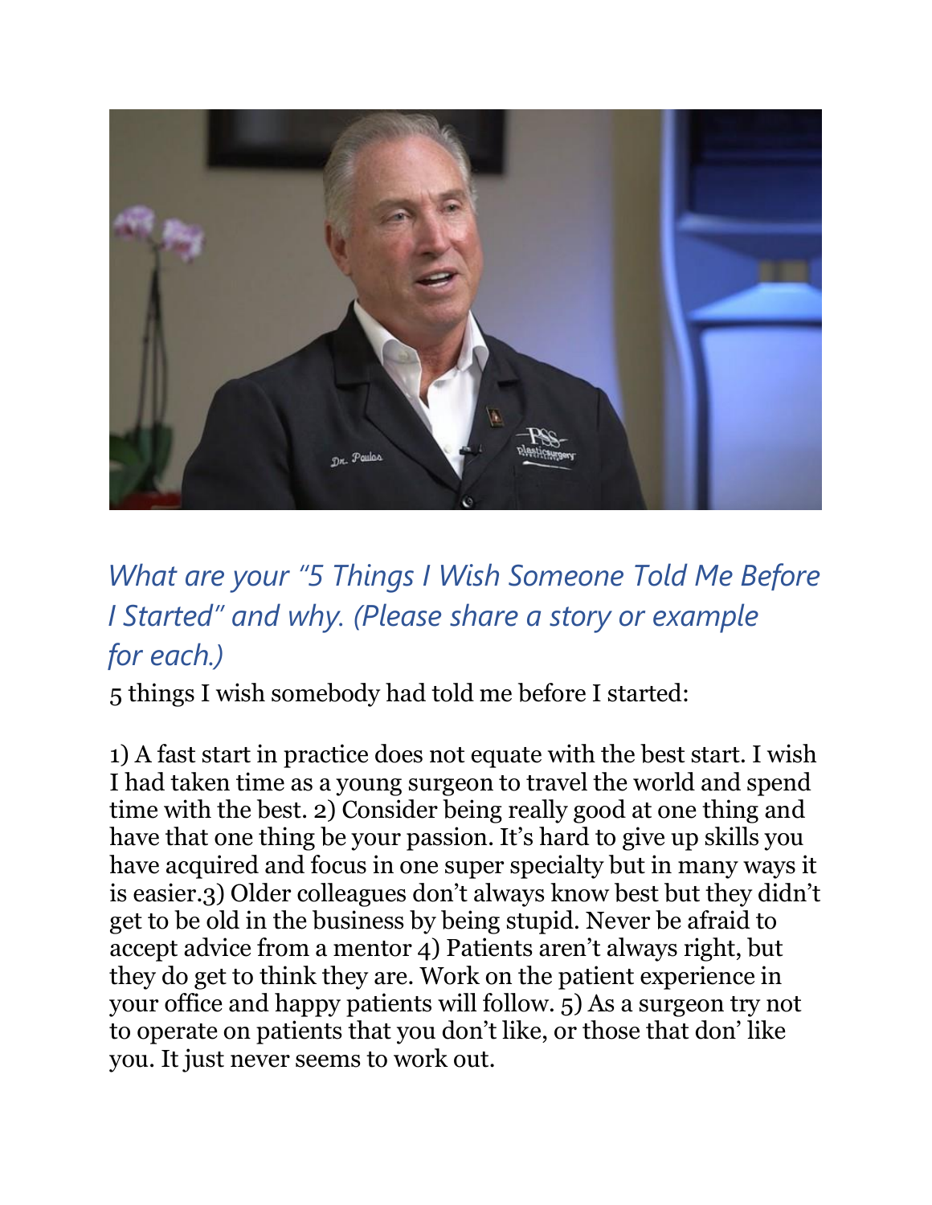*What are your "5 Things I Wish Someone Told Me Before I Started" and why. (Please share a story or example for each.)*

5 things I wish somebody had told me before I started:

1) A fast start in practice does not equate with the best start. I wish I had taken time as a young surgeon to travel the world and spend time with the best. 2) Consider being really good at one thing and have that one thing be your passion. It's hard to give up skills you have acquired and focus in one super specialty but in many ways it is easier.3) Older colleagues don't always know best but they didn't get to be old in the business by being stupid. Never be afraid to accept advice from a mentor 4) Patients aren't always right, but they do get to think they are. Work on the patient experience in your office and happy patients will follow. 5) As a surgeon try not to operate on patients that you don't like, or those that don' like you. It just never seems to work out.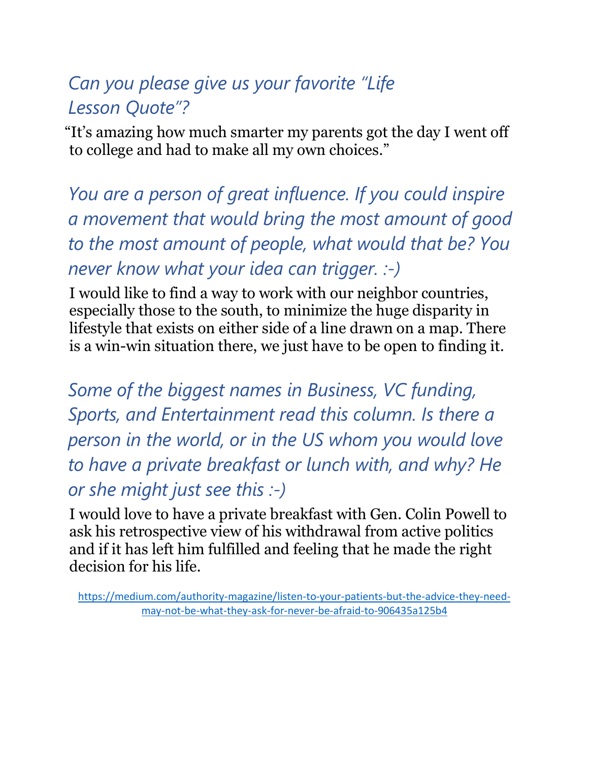*Can you please give us your favorite "Life Lesson Quote"?*

"It's amazing how much smarter my parents got the day I went off to college and had to make all my own choices."

*You are a person of great influence. If you could inspire a movement that would bring the most amount of good to the most amount of people, what would that be? You never know what your idea can trigger. :-)*

I would like to find a way to work with our neighbor countries, especially those to the south, to minimize the huge disparity in lifestyle that exists on either side of a line drawn on a map. There is a win-win situation there, we just have to be open to finding it.

*Some of the biggest names in Business, VC funding, Sports, and Entertainment read this column. Is there a person in the world, or in the US whom you would love to have a private breakfast or lunch with, and why? He or she might just see this :-)*

I would love to have a private breakfast with Gen. Colin Powell to ask his retrospective view of his withdrawal from active politics and if it has left him fulfilled and feeling that he made the right decision for his life.

https://medium.com/authority-magazine/listen-to-your-patients-but-the-advice-they-need-may-not-be-what-they-ask-for-never-be-afraid-to-906435a125b4